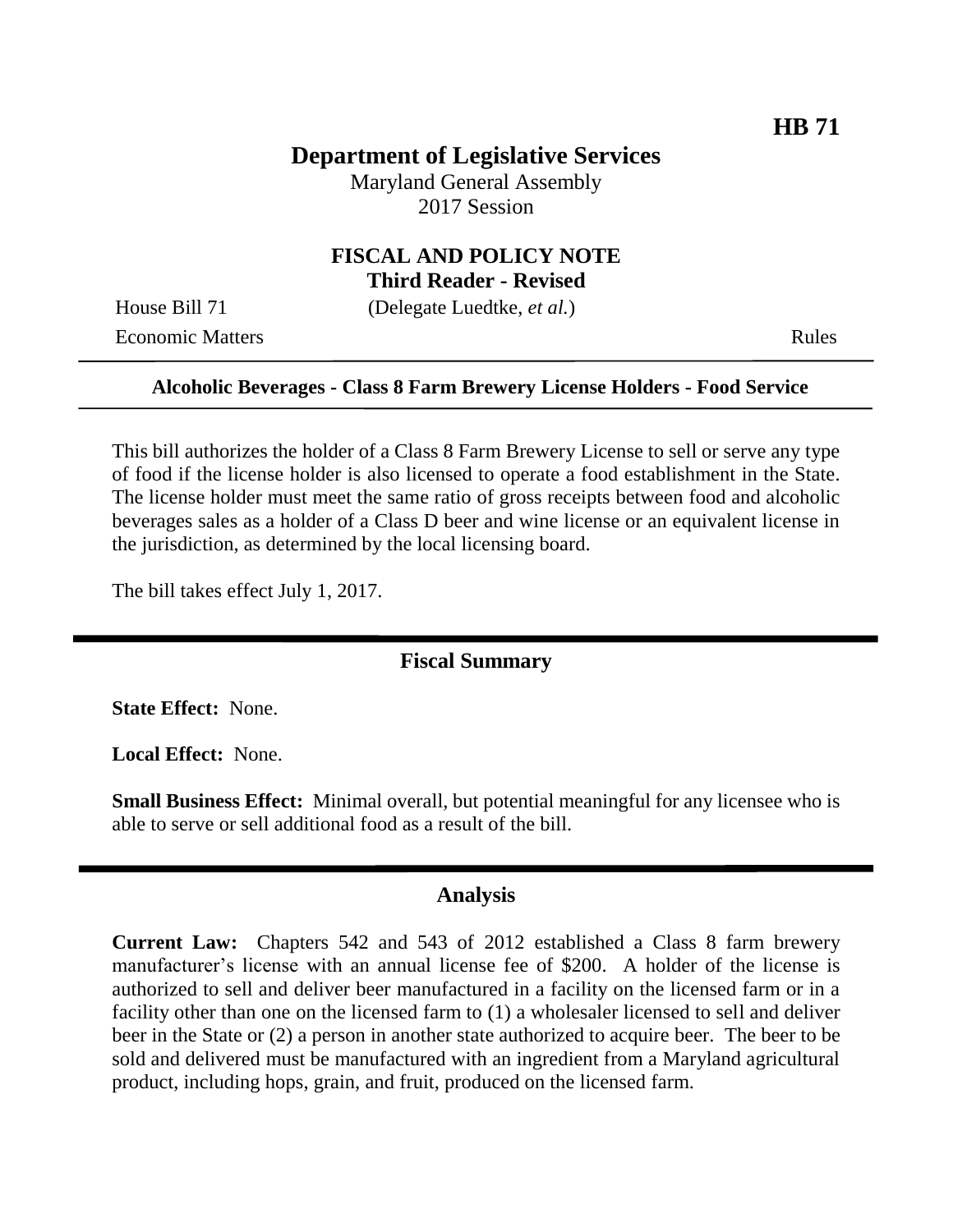**HB 71**

# Department of Legislative Services

Maryland General Assembly
2017 Session

## FISCAL AND POLICY NOTE
**Third Reader - Revised**

House Bill 71 (Delegate Luedtke, *et al.*)
Economic Matters Rules

**Alcoholic Beverages - Class 8 Farm Brewery License Holders - Food Service**

This bill authorizes the holder of a Class 8 Farm Brewery License to sell or serve any type of food if the license holder is also licensed to operate a food establishment in the State. The license holder must meet the same ratio of gross receipts between food and alcoholic beverages sales as a holder of a Class D beer and wine license or an equivalent license in the jurisdiction, as determined by the local licensing board.

The bill takes effect July 1, 2017.

## Fiscal Summary

**State Effect:** None.

**Local Effect:** None.

**Small Business Effect:** Minimal overall, but potential meaningful for any licensee who is able to serve or sell additional food as a result of the bill.

## Analysis

**Current Law:** Chapters 542 and 543 of 2012 established a Class 8 farm brewery manufacturer's license with an annual license fee of $200. A holder of the license is authorized to sell and deliver beer manufactured in a facility on the licensed farm or in a facility other than one on the licensed farm to (1) a wholesaler licensed to sell and deliver beer in the State or (2) a person in another state authorized to acquire beer. The beer to be sold and delivered must be manufactured with an ingredient from a Maryland agricultural product, including hops, grain, and fruit, produced on the licensed farm.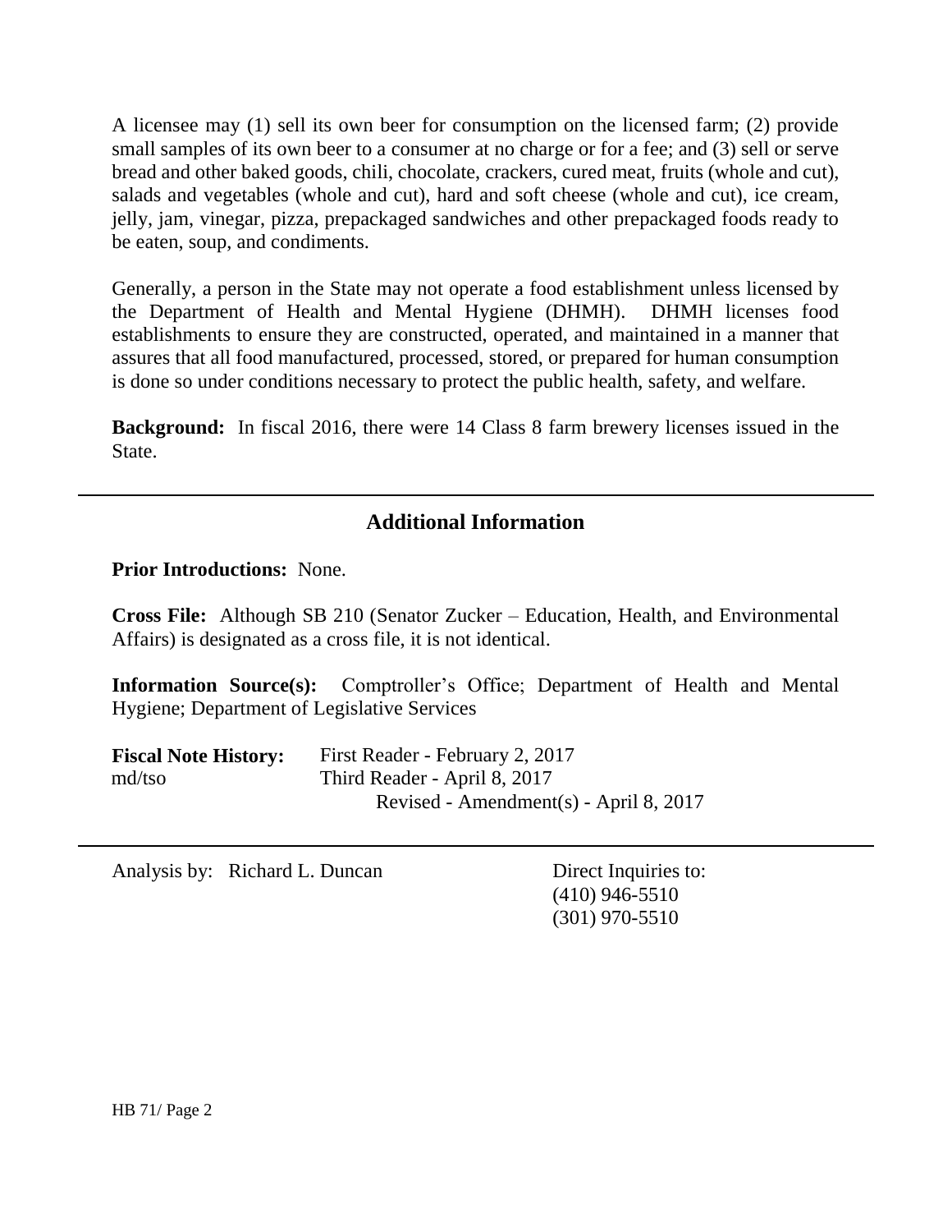A licensee may (1) sell its own beer for consumption on the licensed farm; (2) provide small samples of its own beer to a consumer at no charge or for a fee; and (3) sell or serve bread and other baked goods, chili, chocolate, crackers, cured meat, fruits (whole and cut), salads and vegetables (whole and cut), hard and soft cheese (whole and cut), ice cream, jelly, jam, vinegar, pizza, prepackaged sandwiches and other prepackaged foods ready to be eaten, soup, and condiments.

Generally, a person in the State may not operate a food establishment unless licensed by the Department of Health and Mental Hygiene (DHMH). DHMH licenses food establishments to ensure they are constructed, operated, and maintained in a manner that assures that all food manufactured, processed, stored, or prepared for human consumption is done so under conditions necessary to protect the public health, safety, and welfare.

**Background:** In fiscal 2016, there were 14 Class 8 farm brewery licenses issued in the State.

---

## Additional Information

**Prior Introductions:** None.

**Cross File:** Although SB 210 (Senator Zucker – Education, Health, and Environmental Affairs) is designated as a cross file, it is not identical.

**Information Source(s):** Comptroller's Office; Department of Health and Mental Hygiene; Department of Legislative Services

**Fiscal Note History:** First Reader - February 2, 2017
md/tso Third Reader - April 8, 2017
Revised - Amendment(s) - April 8, 2017

---

Analysis by: Richard L. Duncan

Direct Inquiries to:
(410) 946-5510
(301) 970-5510